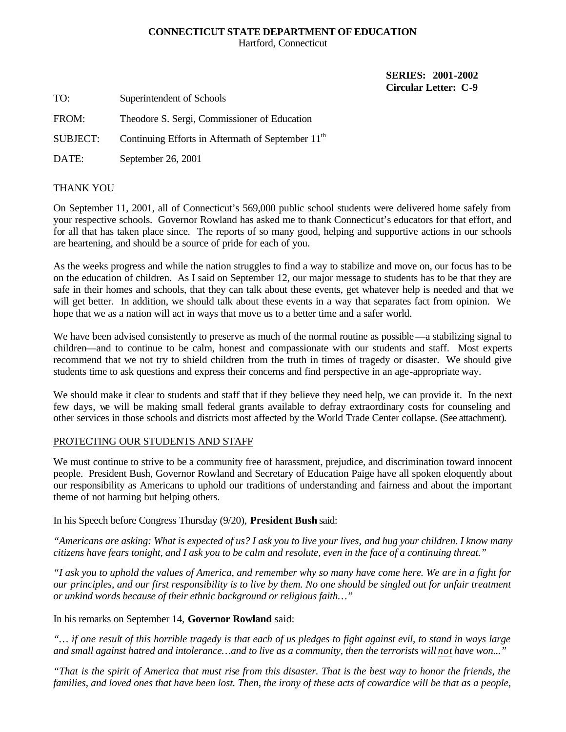**CONNECTICUT STATE DEPARTMENT OF EDUCATION**
Hartford, Connecticut

**SERIES: 2001-2002**
**Circular Letter: C-9**

TO: Superintendent of Schools

FROM: Theodore S. Sergi, Commissioner of Education

SUBJECT: Continuing Efforts in Aftermath of September 11th

DATE: September 26, 2001

THANK YOU

On September 11, 2001, all of Connecticut's 569,000 public school students were delivered home safely from your respective schools. Governor Rowland has asked me to thank Connecticut's educators for that effort, and for all that has taken place since. The reports of so many good, helping and supportive actions in our schools are heartening, and should be a source of pride for each of you.

As the weeks progress and while the nation struggles to find a way to stabilize and move on, our focus has to be on the education of children. As I said on September 12, our major message to students has to be that they are safe in their homes and schools, that they can talk about these events, get whatever help is needed and that we will get better. In addition, we should talk about these events in a way that separates fact from opinion. We hope that we as a nation will act in ways that move us to a better time and a safer world.

We have been advised consistently to preserve as much of the normal routine as possible—a stabilizing signal to children—and to continue to be calm, honest and compassionate with our students and staff. Most experts recommend that we not try to shield children from the truth in times of tragedy or disaster. We should give students time to ask questions and express their concerns and find perspective in an age-appropriate way.

We should make it clear to students and staff that if they believe they need help, we can provide it. In the next few days, we will be making small federal grants available to defray extraordinary costs for counseling and other services in those schools and districts most affected by the World Trade Center collapse. (See attachment).

PROTECTING OUR STUDENTS AND STAFF

We must continue to strive to be a community free of harassment, prejudice, and discrimination toward innocent people. President Bush, Governor Rowland and Secretary of Education Paige have all spoken eloquently about our responsibility as Americans to uphold our traditions of understanding and fairness and about the important theme of not harming but helping others.

In his Speech before Congress Thursday (9/20), **President Bush** said:

*"Americans are asking: What is expected of us? I ask you to live your lives, and hug your children. I know many citizens have fears tonight, and I ask you to be calm and resolute, even in the face of a continuing threat."*

*"I ask you to uphold the values of America, and remember why so many have come here. We are in a fight for our principles, and our first responsibility is to live by them. No one should be singled out for unfair treatment or unkind words because of their ethnic background or religious faith…"*

In his remarks on September 14, **Governor Rowland** said:

*"… if one result of this horrible tragedy is that each of us pledges to fight against evil, to stand in ways large and small against hatred and intolerance…and to live as a community, then the terrorists will not have won..."*

*"That is the spirit of America that must rise from this disaster. That is the best way to honor the friends, the families, and loved ones that have been lost. Then, the irony of these acts of cowardice will be that as a people,*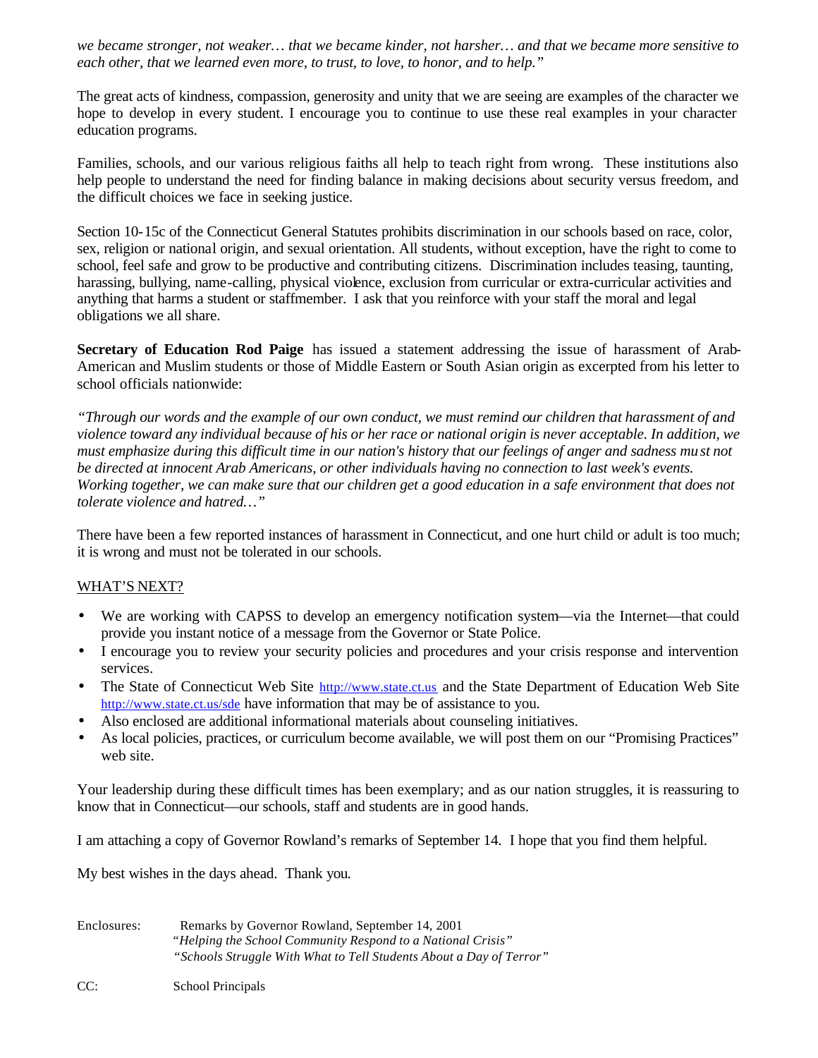*we became stronger, not weaker… that we became kinder, not harsher… and that we became more sensitive to each other, that we learned even more, to trust, to love, to honor, and to help."*

The great acts of kindness, compassion, generosity and unity that we are seeing are examples of the character we hope to develop in every student. I encourage you to continue to use these real examples in your character education programs.

Families, schools, and our various religious faiths all help to teach right from wrong. These institutions also help people to understand the need for finding balance in making decisions about security versus freedom, and the difficult choices we face in seeking justice.

Section 10-15c of the Connecticut General Statutes prohibits discrimination in our schools based on race, color, sex, religion or national origin, and sexual orientation. All students, without exception, have the right to come to school, feel safe and grow to be productive and contributing citizens. Discrimination includes teasing, taunting, harassing, bullying, name-calling, physical violence, exclusion from curricular or extra-curricular activities and anything that harms a student or staffmember. I ask that you reinforce with your staff the moral and legal obligations we all share.

**Secretary of Education Rod Paige** has issued a statement addressing the issue of harassment of Arab-American and Muslim students or those of Middle Eastern or South Asian origin as excerpted from his letter to school officials nationwide:

*"Through our words and the example of our own conduct, we must remind our children that harassment of and violence toward any individual because of his or her race or national origin is never acceptable. In addition, we must emphasize during this difficult time in our nation's history that our feelings of anger and sadness must not be directed at innocent Arab Americans, or other individuals having no connection to last week's events. Working together, we can make sure that our children get a good education in a safe environment that does not tolerate violence and hatred…"*

There have been a few reported instances of harassment in Connecticut, and one hurt child or adult is too much; it is wrong and must not be tolerated in our schools.

WHAT'S NEXT?

- We are working with CAPSS to develop an emergency notification system—via the Internet—that could provide you instant notice of a message from the Governor or State Police.
- I encourage you to review your security policies and procedures and your crisis response and intervention services.
- The State of Connecticut Web Site http://www.state.ct.us and the State Department of Education Web Site http://www.state.ct.us/sde have information that may be of assistance to you.
- Also enclosed are additional informational materials about counseling initiatives.
- As local policies, practices, or curriculum become available, we will post them on our "Promising Practices" web site.

Your leadership during these difficult times has been exemplary; and as our nation struggles, it is reassuring to know that in Connecticut—our schools, staff and students are in good hands.

I am attaching a copy of Governor Rowland's remarks of September 14. I hope that you find them helpful.

My best wishes in the days ahead. Thank you.

Enclosures: Remarks by Governor Rowland, September 14, 2001
*"Helping the School Community Respond to a National Crisis"*
*"Schools Struggle With What to Tell Students About a Day of Terror"*

CC: School Principals